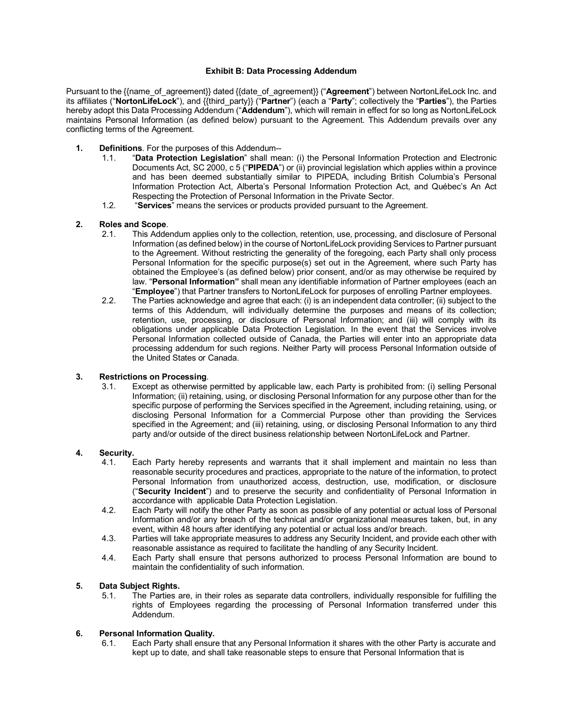# Exhibit B: Data Processing Addendum

Pursuant to the {{name_of_agreement}} dated {{date_of_agreement}} ("**Agreement**") between NortonLifeLock Inc. and its affiliates ("**NortonLifeLock**"), and {{third_party}} ("**Partner**") (each a "**Party**"; collectively the "**Parties**"), the Parties hereby adopt this Data Processing Addendum ("**Addendum**"), which will remain in effect for so long as NortonLifeLock maintains Personal Information (as defined below) pursuant to the Agreement. This Addendum prevails over any conflicting terms of the Agreement.

1. **Definitions**. For the purposes of this Addendum--
   1.1. "**Data Protection Legislation**" shall mean: (i) the Personal Information Protection and Electronic Documents Act, SC 2000, c 5 ("**PIPEDA**") or (ii) provincial legislation which applies within a province and has been deemed substantially similar to PIPEDA, including British Columbia's Personal Information Protection Act, Alberta's Personal Information Protection Act, and Québec's An Act Respecting the Protection of Personal Information in the Private Sector.
   1.2. "**Services**" means the services or products provided pursuant to the Agreement.

2. **Roles and Scope**.
   2.1. This Addendum applies only to the collection, retention, use, processing, and disclosure of Personal Information (as defined below) in the course of NortonLifeLock providing Services to Partner pursuant to the Agreement. Without restricting the generality of the foregoing, each Party shall only process Personal Information for the specific purpose(s) set out in the Agreement, where such Party has obtained the Employee's (as defined below) prior consent, and/or as may otherwise be required by law. "**Personal Information"** shall mean any identifiable information of Partner employees (each an "**Employee**") that Partner transfers to NortonLifeLock for purposes of enrolling Partner employees.
   2.2. The Parties acknowledge and agree that each: (i) is an independent data controller; (ii) subject to the terms of this Addendum, will individually determine the purposes and means of its collection; retention, use, processing, or disclosure of Personal Information; and (iii) will comply with its obligations under applicable Data Protection Legislation. In the event that the Services involve Personal Information collected outside of Canada, the Parties will enter into an appropriate data processing addendum for such regions. Neither Party will process Personal Information outside of the United States or Canada.

3. **Restrictions on Processing**.
   3.1. Except as otherwise permitted by applicable law, each Party is prohibited from: (i) selling Personal Information; (ii) retaining, using, or disclosing Personal Information for any purpose other than for the specific purpose of performing the Services specified in the Agreement, including retaining, using, or disclosing Personal Information for a Commercial Purpose other than providing the Services specified in the Agreement; and (iii) retaining, using, or disclosing Personal Information to any third party and/or outside of the direct business relationship between NortonLifeLock and Partner.

4. **Security.**
   4.1. Each Party hereby represents and warrants that it shall implement and maintain no less than reasonable security procedures and practices, appropriate to the nature of the information, to protect Personal Information from unauthorized access, destruction, use, modification, or disclosure ("**Security Incident**") and to preserve the security and confidentiality of Personal Information in accordance with applicable Data Protection Legislation.
   4.2. Each Party will notify the other Party as soon as possible of any potential or actual loss of Personal Information and/or any breach of the technical and/or organizational measures taken, but, in any event, within 48 hours after identifying any potential or actual loss and/or breach.
   4.3. Parties will take appropriate measures to address any Security Incident, and provide each other with reasonable assistance as required to facilitate the handling of any Security Incident.
   4.4. Each Party shall ensure that persons authorized to process Personal Information are bound to maintain the confidentiality of such information.

5. **Data Subject Rights.**
   5.1. The Parties are, in their roles as separate data controllers, individually responsible for fulfilling the rights of Employees regarding the processing of Personal Information transferred under this Addendum.

6. **Personal Information Quality.**
   6.1. Each Party shall ensure that any Personal Information it shares with the other Party is accurate and kept up to date, and shall take reasonable steps to ensure that Personal Information that is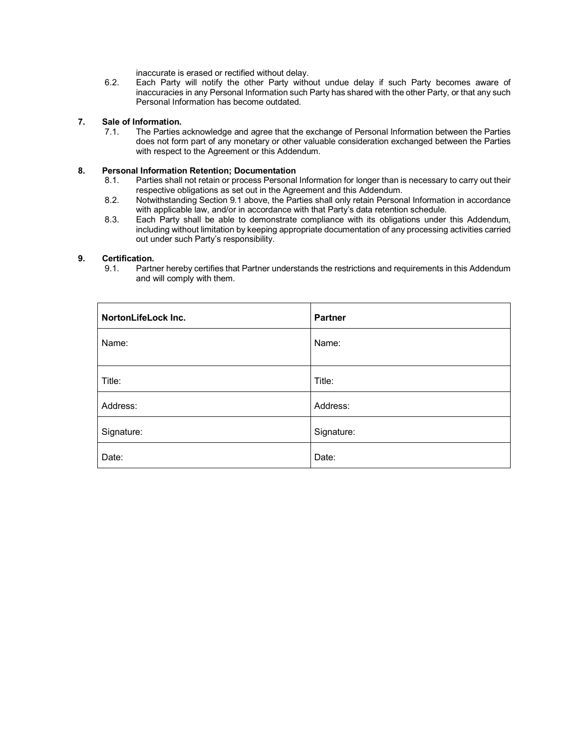inaccurate is erased or rectified without delay.

6.2. Each Party will notify the other Party without undue delay if such Party becomes aware of inaccuracies in any Personal Information such Party has shared with the other Party, or that any such Personal Information has become outdated.

**7. Sale of Information.**

7.1. The Parties acknowledge and agree that the exchange of Personal Information between the Parties does not form part of any monetary or other valuable consideration exchanged between the Parties with respect to the Agreement or this Addendum.

**8. Personal Information Retention; Documentation**

8.1. Parties shall not retain or process Personal Information for longer than is necessary to carry out their respective obligations as set out in the Agreement and this Addendum.

8.2. Notwithstanding Section 9.1 above, the Parties shall only retain Personal Information in accordance with applicable law, and/or in accordance with that Party's data retention schedule.

8.3. Each Party shall be able to demonstrate compliance with its obligations under this Addendum, including without limitation by keeping appropriate documentation of any processing activities carried out under such Party's responsibility.

**9. Certification.**

9.1. Partner hereby certifies that Partner understands the restrictions and requirements in this Addendum and will comply with them.

| **NortonLifeLock Inc.** | **Partner** |
|---|---|
| Name: | Name: |
| Title: | Title: |
| Address: | Address: |
| Signature: | Signature: |
| Date: | Date: |